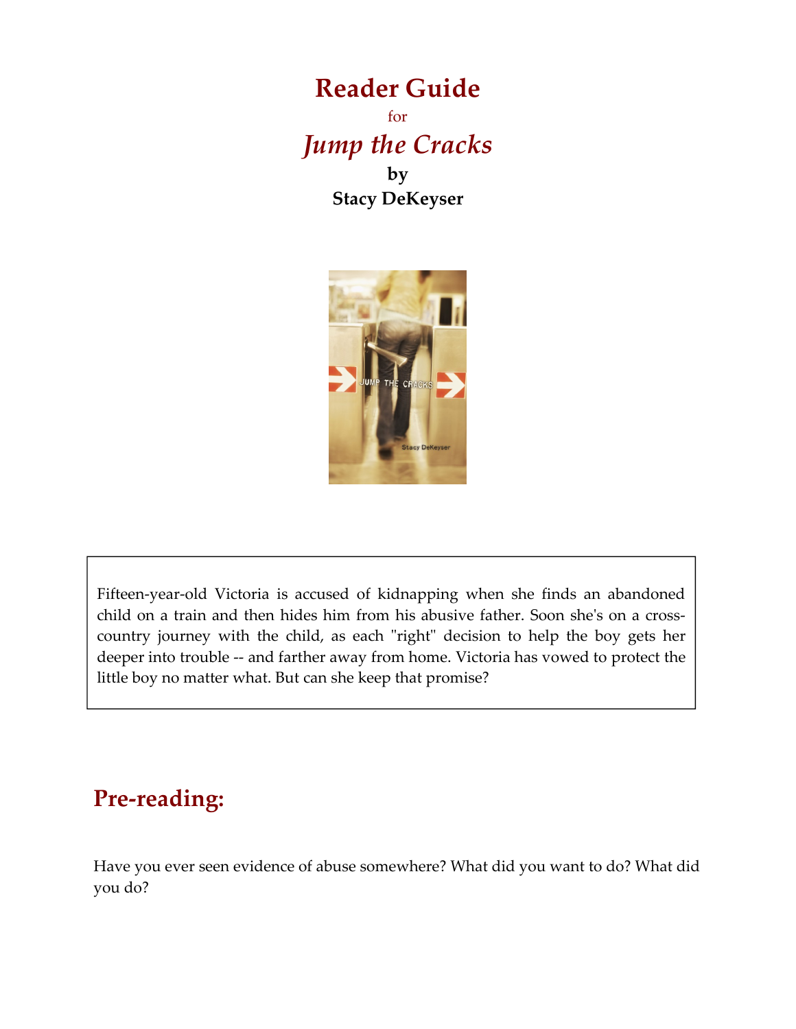# Reader Guide

for

## *Jump the Cracks*

**by**

**Stacy DeKeyser**

Fifteen-year-old Victoria is accused of kidnapping when she finds an abandoned child on a train and then hides him from his abusive father. Soon she's on a cross-country journey with the child, as each "right" decision to help the boy gets her deeper into trouble -- and farther away from home. Victoria has vowed to protect the little boy no matter what. But can she keep that promise?

## Pre-reading:

Have you ever seen evidence of abuse somewhere? What did you want to do? What did you do?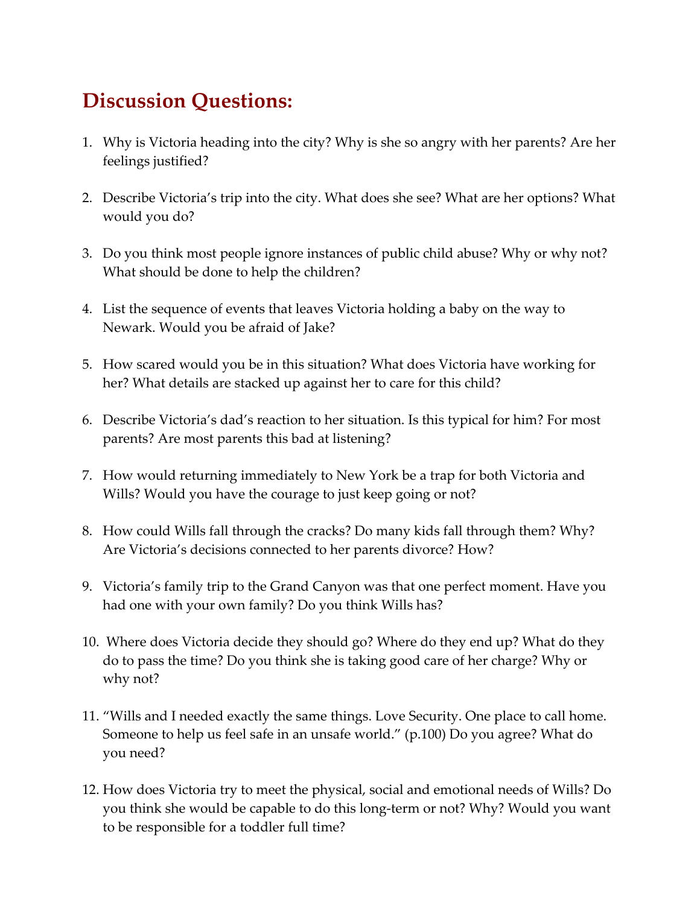# Discussion Questions:

1. Why is Victoria heading into the city? Why is she so angry with her parents? Are her feelings justified?

2. Describe Victoria's trip into the city. What does she see? What are her options? What would you do?

3. Do you think most people ignore instances of public child abuse? Why or why not? What should be done to help the children?

4. List the sequence of events that leaves Victoria holding a baby on the way to Newark. Would you be afraid of Jake?

5. How scared would you be in this situation? What does Victoria have working for her? What details are stacked up against her to care for this child?

6. Describe Victoria's dad's reaction to her situation. Is this typical for him? For most parents? Are most parents this bad at listening?

7. How would returning immediately to New York be a trap for both Victoria and Wills? Would you have the courage to just keep going or not?

8. How could Wills fall through the cracks? Do many kids fall through them? Why? Are Victoria's decisions connected to her parents divorce? How?

9. Victoria's family trip to the Grand Canyon was that one perfect moment. Have you had one with your own family? Do you think Wills has?

10. Where does Victoria decide they should go? Where do they end up? What do they do to pass the time? Do you think she is taking good care of her charge? Why or why not?

11. "Wills and I needed exactly the same things. Love Security. One place to call home. Someone to help us feel safe in an unsafe world." (p.100) Do you agree? What do you need?

12. How does Victoria try to meet the physical, social and emotional needs of Wills? Do you think she would be capable to do this long-term or not? Why? Would you want to be responsible for a toddler full time?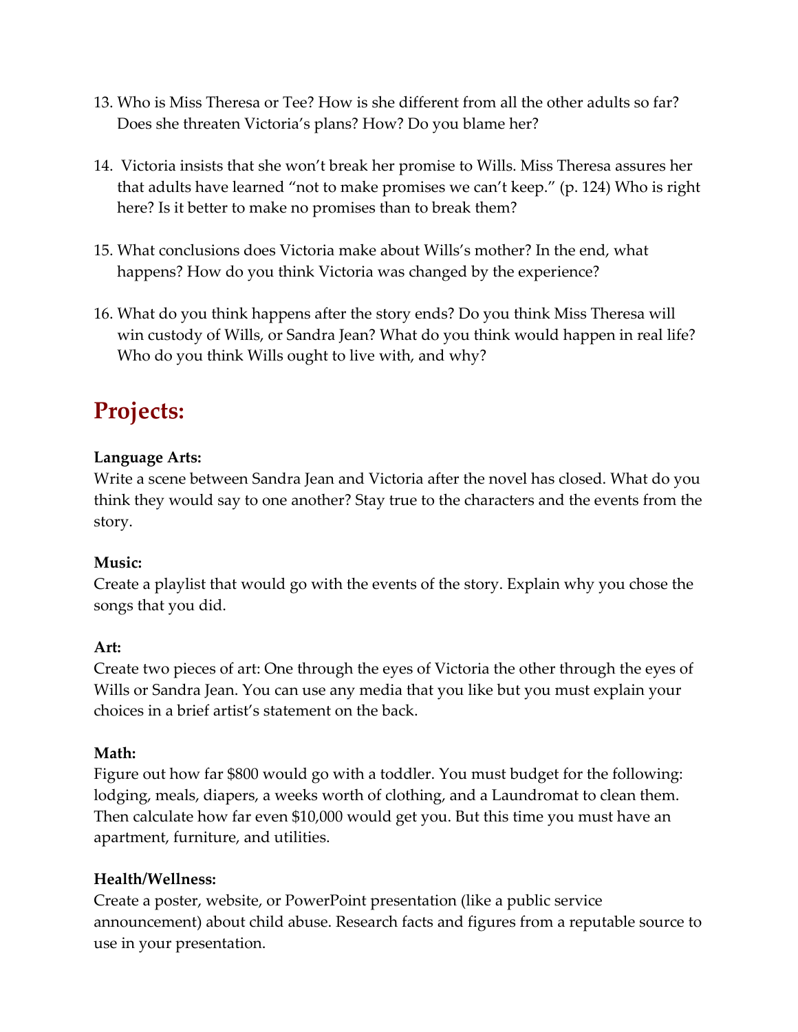13. Who is Miss Theresa or Tee? How is she different from all the other adults so far? Does she threaten Victoria's plans? How? Do you blame her?

14. Victoria insists that she won't break her promise to Wills. Miss Theresa assures her that adults have learned "not to make promises we can't keep." (p. 124) Who is right here? Is it better to make no promises than to break them?

15. What conclusions does Victoria make about Wills's mother? In the end, what happens? How do you think Victoria was changed by the experience?

16. What do you think happens after the story ends? Do you think Miss Theresa will win custody of Wills, or Sandra Jean? What do you think would happen in real life? Who do you think Wills ought to live with, and why?

## Projects:

**Language Arts:**
Write a scene between Sandra Jean and Victoria after the novel has closed. What do you think they would say to one another? Stay true to the characters and the events from the story.

**Music:**
Create a playlist that would go with the events of the story. Explain why you chose the songs that you did.

**Art:**
Create two pieces of art: One through the eyes of Victoria the other through the eyes of Wills or Sandra Jean. You can use any media that you like but you must explain your choices in a brief artist's statement on the back.

**Math:**
Figure out how far $800 would go with a toddler. You must budget for the following: lodging, meals, diapers, a weeks worth of clothing, and a Laundromat to clean them. Then calculate how far even $10,000 would get you. But this time you must have an apartment, furniture, and utilities.

**Health/Wellness:**
Create a poster, website, or PowerPoint presentation (like a public service announcement) about child abuse. Research facts and figures from a reputable source to use in your presentation.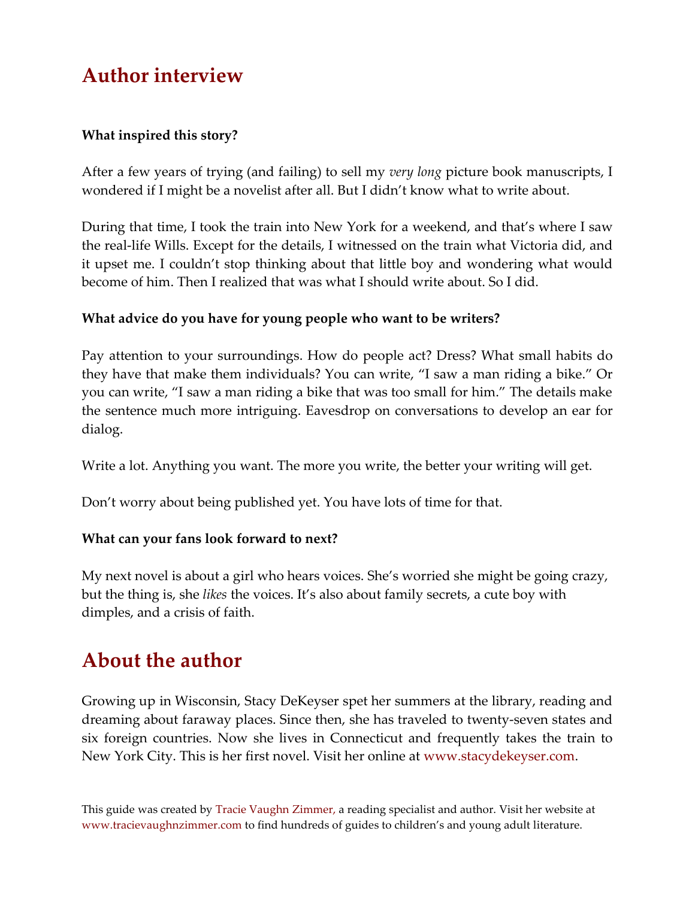## Author interview

**What inspired this story?**

After a few years of trying (and failing) to sell my *very long* picture book manuscripts, I wondered if I might be a novelist after all. But I didn't know what to write about.

During that time, I took the train into New York for a weekend, and that's where I saw the real-life Wills. Except for the details, I witnessed on the train what Victoria did, and it upset me. I couldn't stop thinking about that little boy and wondering what would become of him. Then I realized that was what I should write about. So I did.

**What advice do you have for young people who want to be writers?**

Pay attention to your surroundings. How do people act? Dress? What small habits do they have that make them individuals? You can write, "I saw a man riding a bike." Or you can write, "I saw a man riding a bike that was too small for him." The details make the sentence much more intriguing. Eavesdrop on conversations to develop an ear for dialog.

Write a lot. Anything you want. The more you write, the better your writing will get.

Don't worry about being published yet. You have lots of time for that.

**What can your fans look forward to next?**

My next novel is about a girl who hears voices. She's worried she might be going crazy, but the thing is, she *likes* the voices. It's also about family secrets, a cute boy with dimples, and a crisis of faith.

## About the author

Growing up in Wisconsin, Stacy DeKeyser spet her summers at the library, reading and dreaming about faraway places. Since then, she has traveled to twenty-seven states and six foreign countries. Now she lives in Connecticut and frequently takes the train to New York City. This is her first novel. Visit her online at www.stacydekeyser.com.

This guide was created by Tracie Vaughn Zimmer, a reading specialist and author. Visit her website at www.tracievaughnzimmer.com to find hundreds of guides to children's and young adult literature.